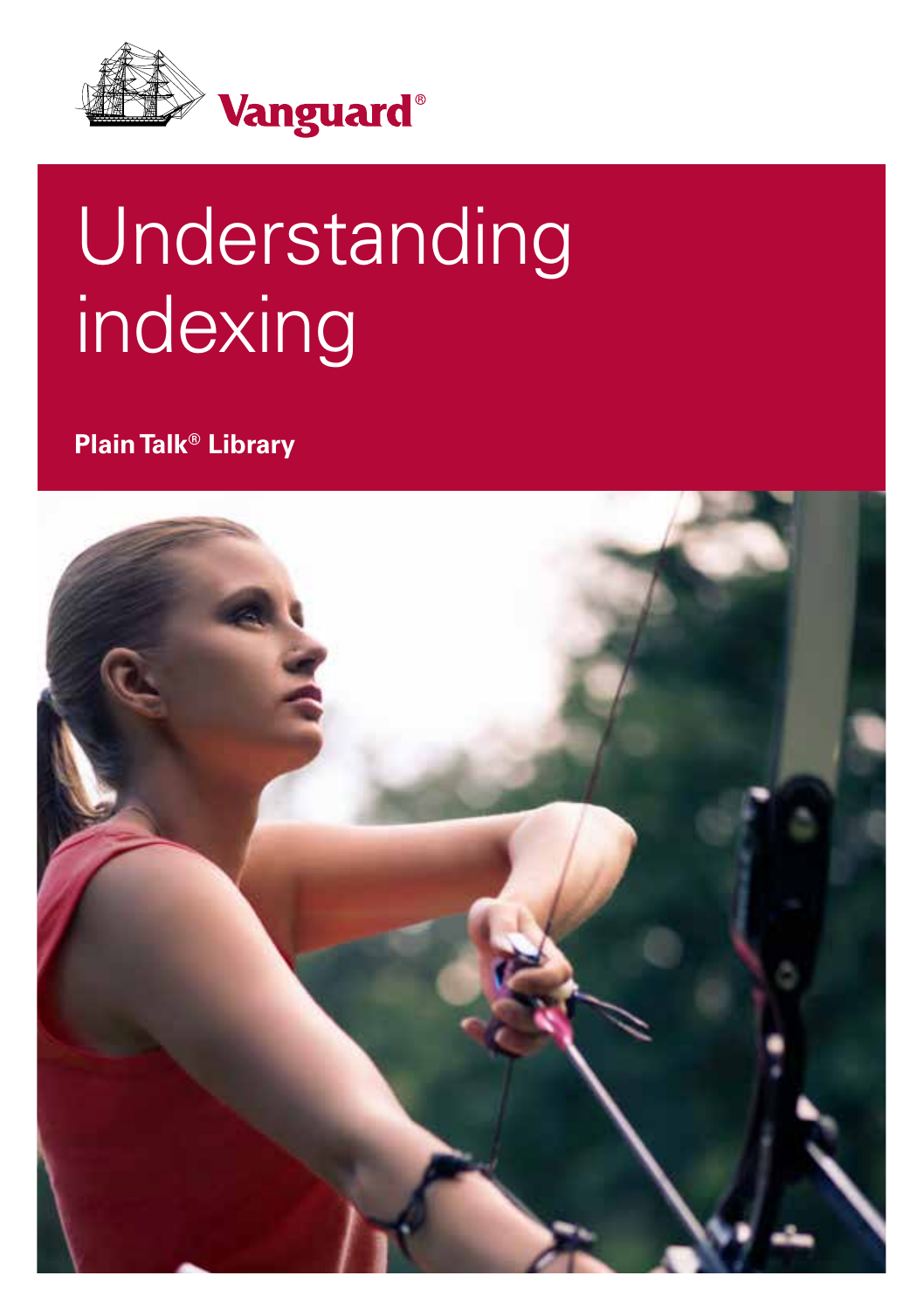Vanguard®

# Understanding indexing

**Plain Talk® Library**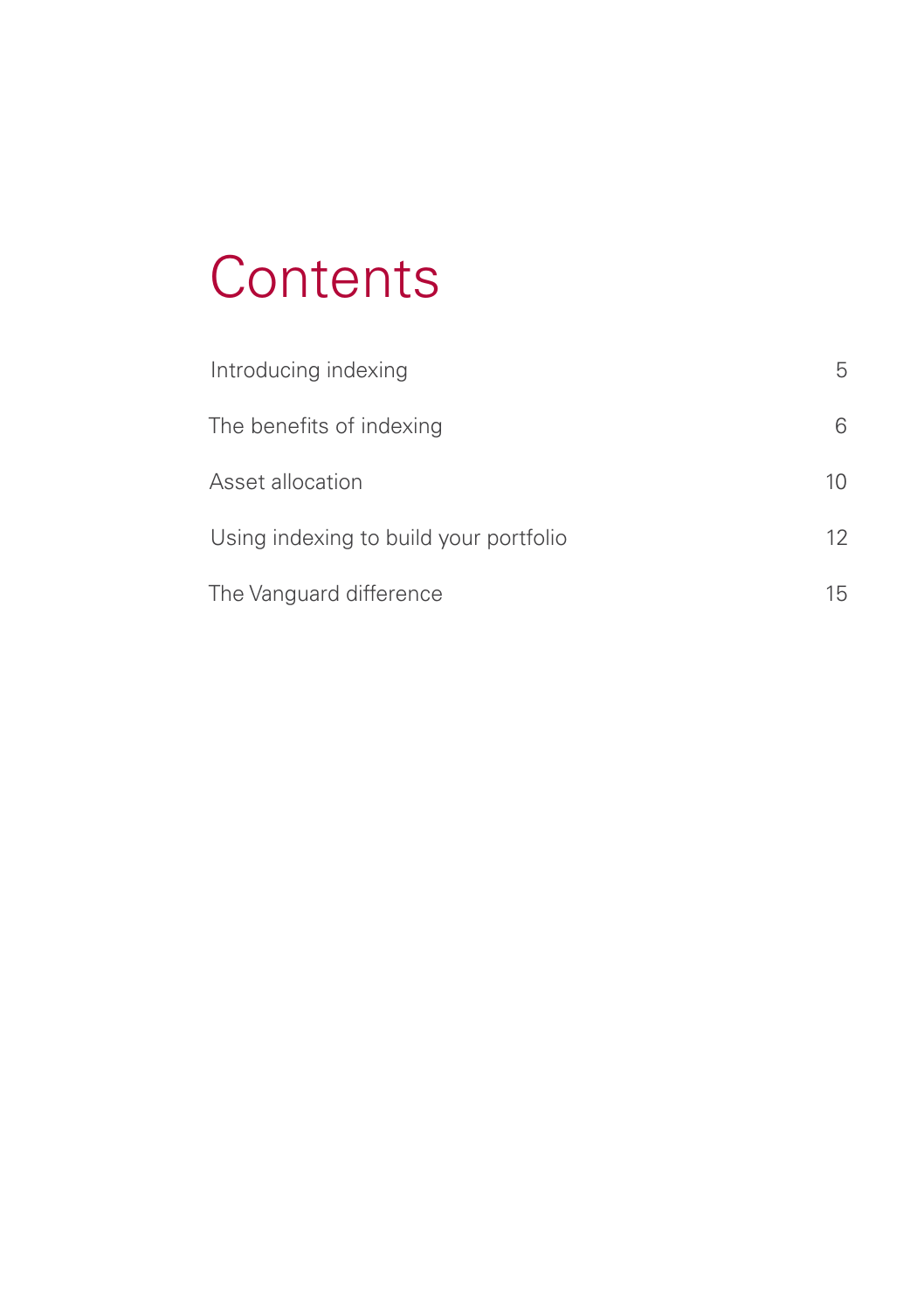# Contents

| | |
|---|---|
| Introducing indexing | 5 |
| The benefits of indexing | 6 |
| Asset allocation | 10 |
| Using indexing to build your portfolio | 12 |
| The Vanguard difference | 15 |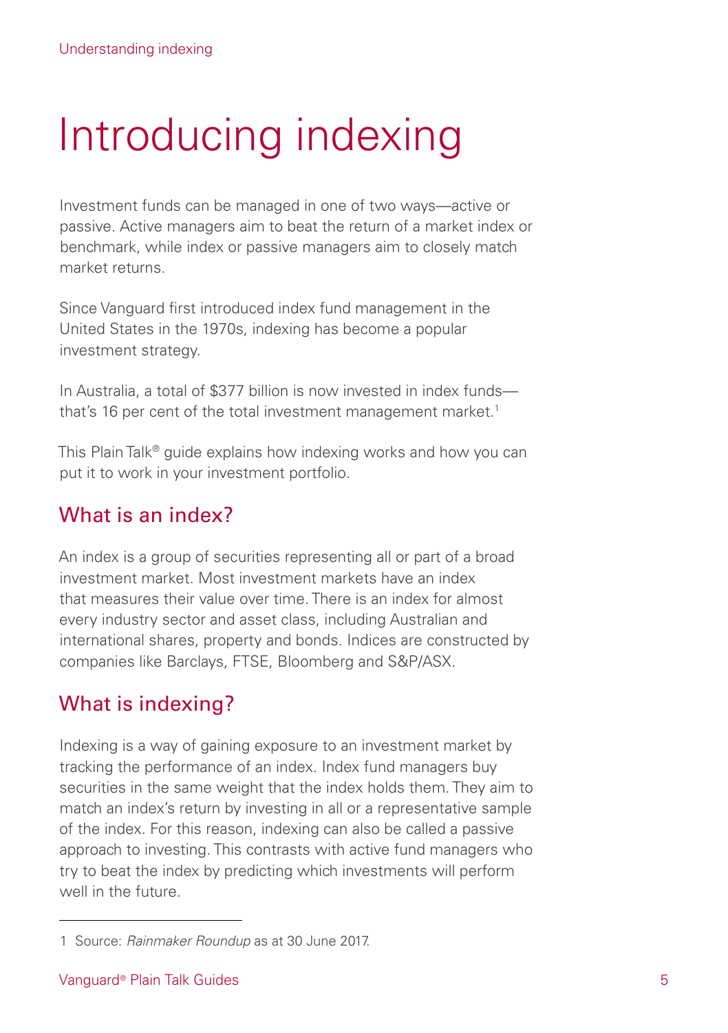# Introducing indexing

Investment funds can be managed in one of two ways—active or passive. Active managers aim to beat the return of a market index or benchmark, while index or passive managers aim to closely match market returns.

Since Vanguard first introduced index fund management in the United States in the 1970s, indexing has become a popular investment strategy.

In Australia, a total of $377 billion is now invested in index funds—that's 16 per cent of the total investment management market.[1]

This Plain Talk® guide explains how indexing works and how you can put it to work in your investment portfolio.

## What is an index?

An index is a group of securities representing all or part of a broad investment market. Most investment markets have an index that measures their value over time. There is an index for almost every industry sector and asset class, including Australian and international shares, property and bonds. Indices are constructed by companies like Barclays, FTSE, Bloomberg and S&P/ASX.

## What is indexing?

Indexing is a way of gaining exposure to an investment market by tracking the performance of an index. Index fund managers buy securities in the same weight that the index holds them. They aim to match an index's return by investing in all or a representative sample of the index. For this reason, indexing can also be called a passive approach to investing. This contrasts with active fund managers who try to beat the index by predicting which investments will perform well in the future.

---

1 Source: *Rainmaker Roundup* as at 30 June 2017.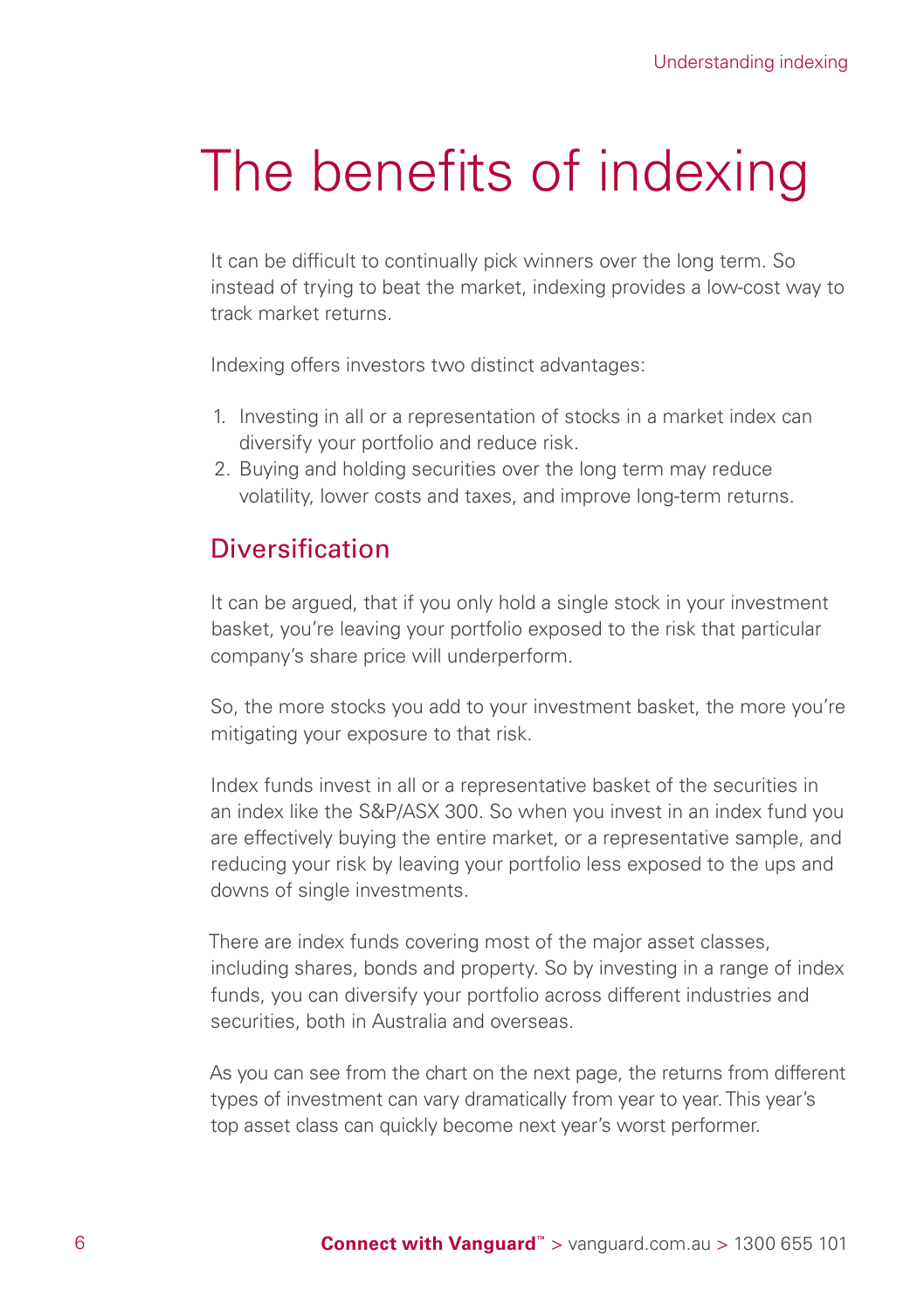# The benefits of indexing

It can be difficult to continually pick winners over the long term. So instead of trying to beat the market, indexing provides a low-cost way to track market returns.

Indexing offers investors two distinct advantages:

1. Investing in all or a representation of stocks in a market index can diversify your portfolio and reduce risk.
2. Buying and holding securities over the long term may reduce volatility, lower costs and taxes, and improve long-term returns.

## Diversification

It can be argued, that if you only hold a single stock in your investment basket, you're leaving your portfolio exposed to the risk that particular company's share price will underperform.

So, the more stocks you add to your investment basket, the more you're mitigating your exposure to that risk.

Index funds invest in all or a representative basket of the securities in an index like the S&P/ASX 300. So when you invest in an index fund you are effectively buying the entire market, or a representative sample, and reducing your risk by leaving your portfolio less exposed to the ups and downs of single investments.

There are index funds covering most of the major asset classes, including shares, bonds and property. So by investing in a range of index funds, you can diversify your portfolio across different industries and securities, both in Australia and overseas.

As you can see from the chart on the next page, the returns from different types of investment can vary dramatically from year to year. This year's top asset class can quickly become next year's worst performer.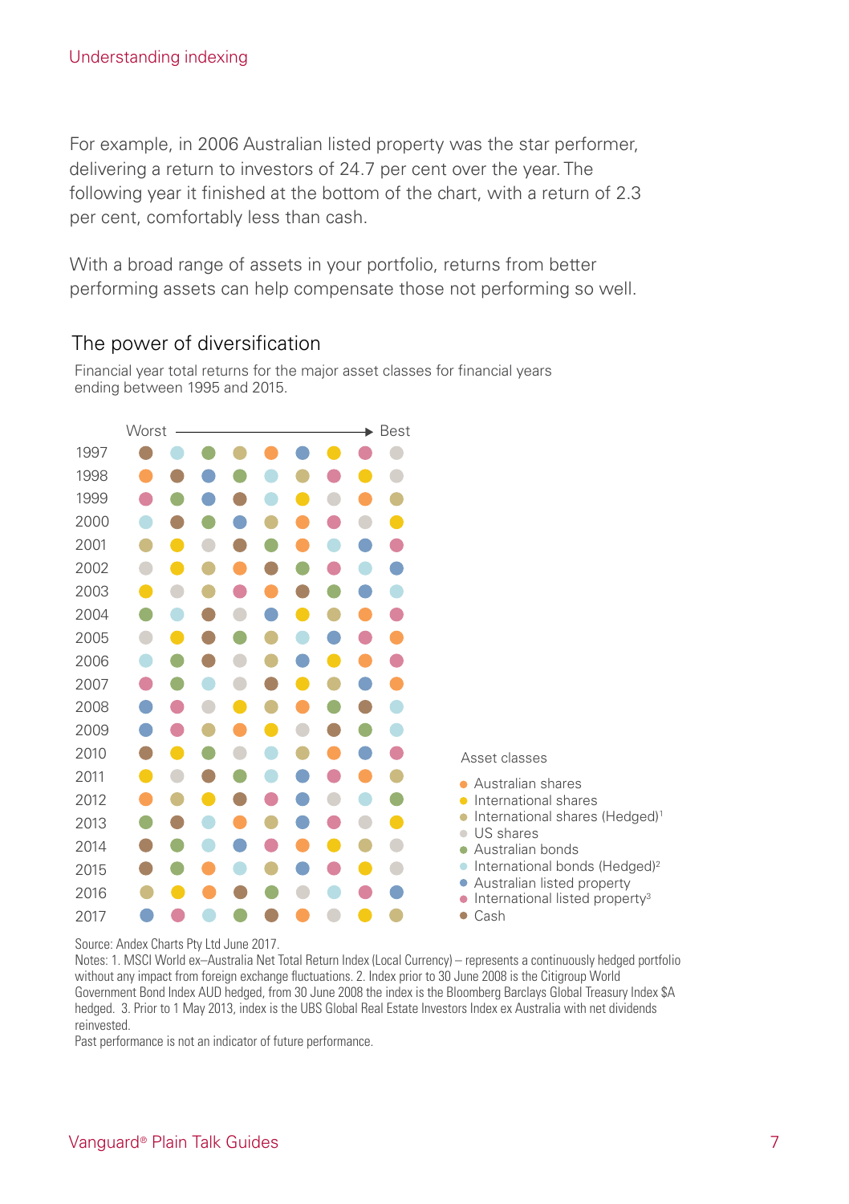For example, in 2006 Australian listed property was the star performer, delivering a return to investors of 24.7 per cent over the year. The following year it finished at the bottom of the chart, with a return of 2.3 per cent, comfortably less than cash.

With a broad range of assets in your portfolio, returns from better performing assets can help compensate those not performing so well.

## The power of diversification

Financial year total returns for the major asset classes for financial years ending between 1995 and 2015.

Worst → Best

1997
1998
1999
2000
2001
2002
2003
2004
2005
2006
2007
2008
2009
2010
2011
2012
2013
2014
2015
2016
2017

Asset classes

- Australian shares
- International shares
- International shares (Hedged)[1]
- US shares
- Australian bonds
- International bonds (Hedged)[2]
- Australian listed property
- International listed property[3]
- Cash

Source: Andex Charts Pty Ltd June 2017.

Notes: 1. MSCI World ex–Australia Net Total Return Index (Local Currency) – represents a continuously hedged portfolio without any impact from foreign exchange fluctuations. 2. Index prior to 30 June 2008 is the Citigroup World Government Bond Index AUD hedged, from 30 June 2008 the index is the Bloomberg Barclays Global Treasury Index $A hedged. 3. Prior to 1 May 2013, index is the UBS Global Real Estate Investors Index ex Australia with net dividends reinvested.

Past performance is not an indicator of future performance.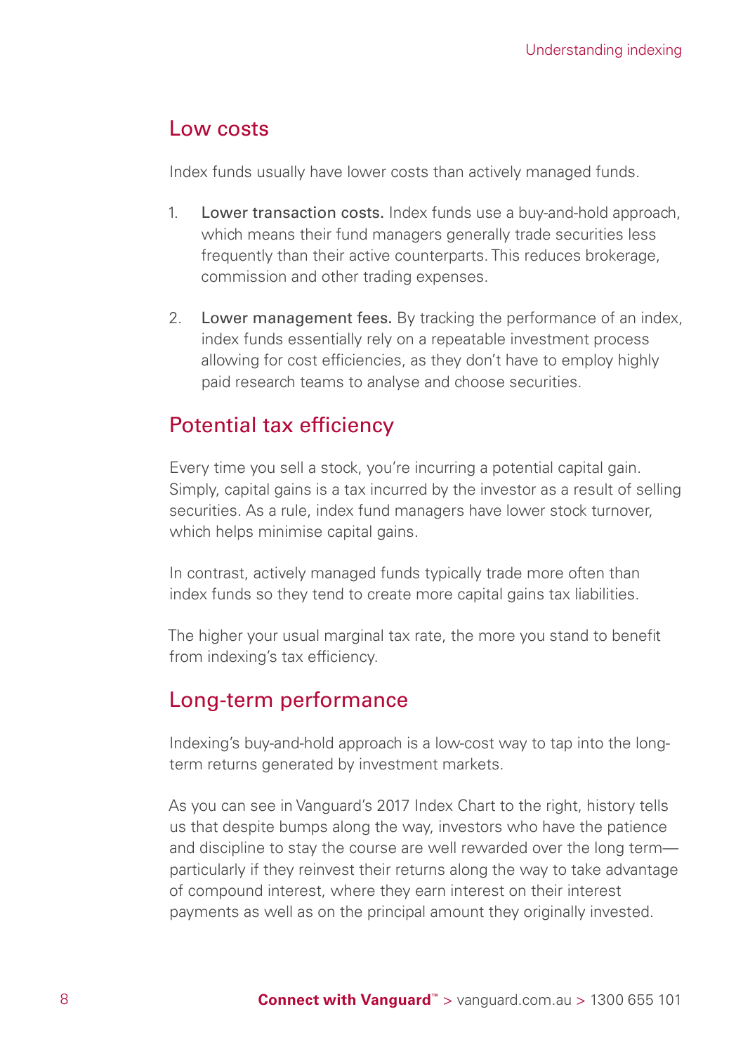## Low costs

Index funds usually have lower costs than actively managed funds.

1. **Lower transaction costs.** Index funds use a buy-and-hold approach, which means their fund managers generally trade securities less frequently than their active counterparts. This reduces brokerage, commission and other trading expenses.

2. **Lower management fees.** By tracking the performance of an index, index funds essentially rely on a repeatable investment process allowing for cost efficiencies, as they don't have to employ highly paid research teams to analyse and choose securities.

## Potential tax efficiency

Every time you sell a stock, you're incurring a potential capital gain. Simply, capital gains is a tax incurred by the investor as a result of selling securities. As a rule, index fund managers have lower stock turnover, which helps minimise capital gains.

In contrast, actively managed funds typically trade more often than index funds so they tend to create more capital gains tax liabilities.

The higher your usual marginal tax rate, the more you stand to benefit from indexing's tax efficiency.

## Long-term performance

Indexing's buy-and-hold approach is a low-cost way to tap into the long-term returns generated by investment markets.

As you can see in Vanguard's 2017 Index Chart to the right, history tells us that despite bumps along the way, investors who have the patience and discipline to stay the course are well rewarded over the long term—particularly if they reinvest their returns along the way to take advantage of compound interest, where they earn interest on their interest payments as well as on the principal amount they originally invested.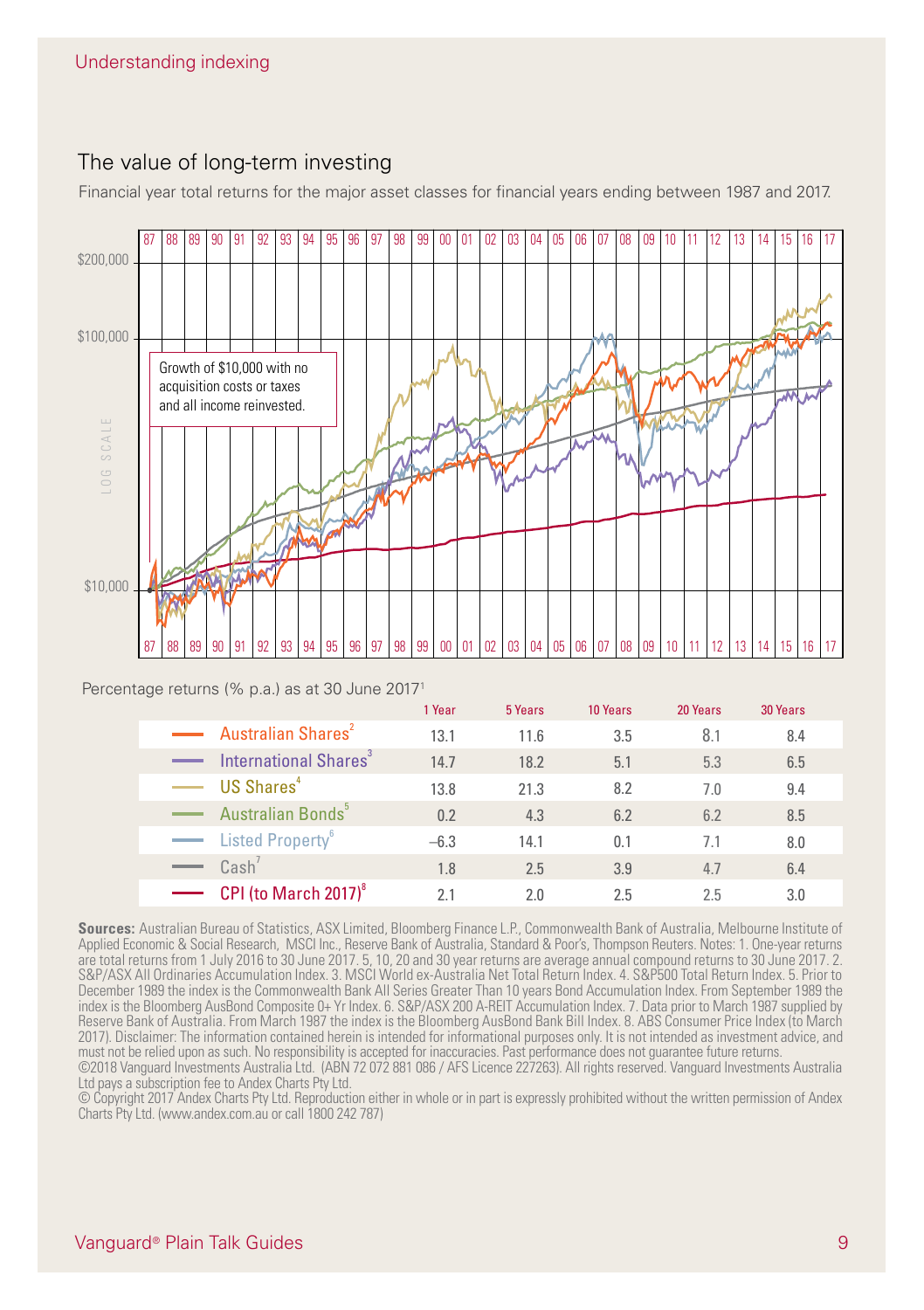## The value of long-term investing

Financial year total returns for the major asset classes for financial years ending between 1987 and 2017.

Growth of $10,000 with no acquisition costs or taxes and all income reinvested.

Percentage returns (% p.a.) as at 30 June 2017[1]

| | 1 Year | 5 Years | 10 Years | 20 Years | 30 Years |
|---|---|---|---|---|---|
| Australian Shares[2] | 13.1 | 11.6 | 3.5 | 8.1 | 8.4 |
| International Shares[3] | 14.7 | 18.2 | 5.1 | 5.3 | 6.5 |
| US Shares[4] | 13.8 | 21.3 | 8.2 | 7.0 | 9.4 |
| Australian Bonds[5] | 0.2 | 4.3 | 6.2 | 6.2 | 8.5 |
| Listed Property[6] | –6.3 | 14.1 | 0.1 | 7.1 | 8.0 |
| Cash[7] | 1.8 | 2.5 | 3.9 | 4.7 | 6.4 |
| CPI (to March 2017)[8] | 2.1 | 2.0 | 2.5 | 2.5 | 3.0 |

**Sources:** Australian Bureau of Statistics, ASX Limited, Bloomberg Finance L.P., Commonwealth Bank of Australia, Melbourne Institute of Applied Economic & Social Research, MSCI Inc., Reserve Bank of Australia, Standard & Poor's, Thompson Reuters. Notes: 1. One-year returns are total returns from 1 July 2016 to 30 June 2017. 5, 10, 20 and 30 year returns are average annual compound returns to 30 June 2017. 2. S&P/ASX All Ordinaries Accumulation Index. 3. MSCI World ex-Australia Net Total Return Index. 4. S&P500 Total Return Index. 5. Prior to December 1989 the index is the Commonwealth Bank All Series Greater Than 10 years Bond Accumulation Index. From September 1989 the index is the Bloomberg AusBond Composite 0+ Yr Index. 6. S&P/ASX 200 A-REIT Accumulation Index. 7. Data prior to March 1987 supplied by Reserve Bank of Australia. From March 1987 the index is the Bloomberg AusBond Bank Bill Index. 8. ABS Consumer Price Index (to March 2017). Disclaimer: The information contained herein is intended for informational purposes only. It is not intended as investment advice, and must not be relied upon as such. No responsibility is accepted for inaccuracies. Past performance does not guarantee future returns.
©2018 Vanguard Investments Australia Ltd. (ABN 72 072 881 086 / AFS Licence 227263). All rights reserved. Vanguard Investments Australia Ltd pays a subscription fee to Andex Charts Pty Ltd.
© Copyright 2017 Andex Charts Pty Ltd. Reproduction either in whole or in part is expressly prohibited without the written permission of Andex Charts Pty Ltd. (www.andex.com.au or call 1800 242 787)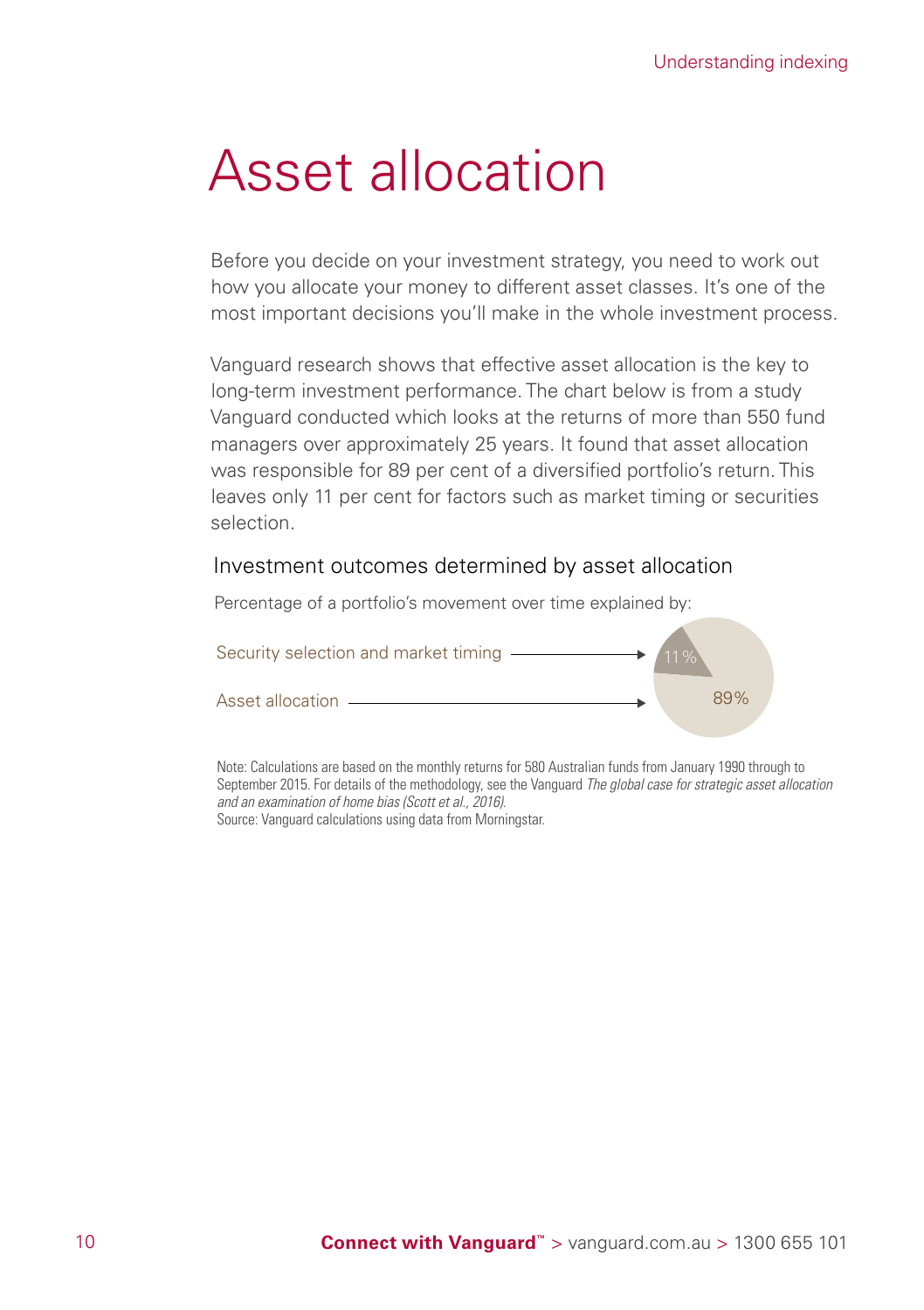# Asset allocation

Before you decide on your investment strategy, you need to work out how you allocate your money to different asset classes. It's one of the most important decisions you'll make in the whole investment process.

Vanguard research shows that effective asset allocation is the key to long-term investment performance. The chart below is from a study Vanguard conducted which looks at the returns of more than 550 fund managers over approximately 25 years. It found that asset allocation was responsible for 89 per cent of a diversified portfolio's return. This leaves only 11 per cent for factors such as market timing or securities selection.

## Investment outcomes determined by asset allocation

Percentage of a portfolio's movement over time explained by:

Security selection and market timing → 11 %

Asset allocation → 89%

Note: Calculations are based on the monthly returns for 580 Australian funds from January 1990 through to September 2015. For details of the methodology, see the Vanguard *The global case for strategic asset allocation and an examination of home bias (Scott et al., 2016).*
Source: Vanguard calculations using data from Morningstar.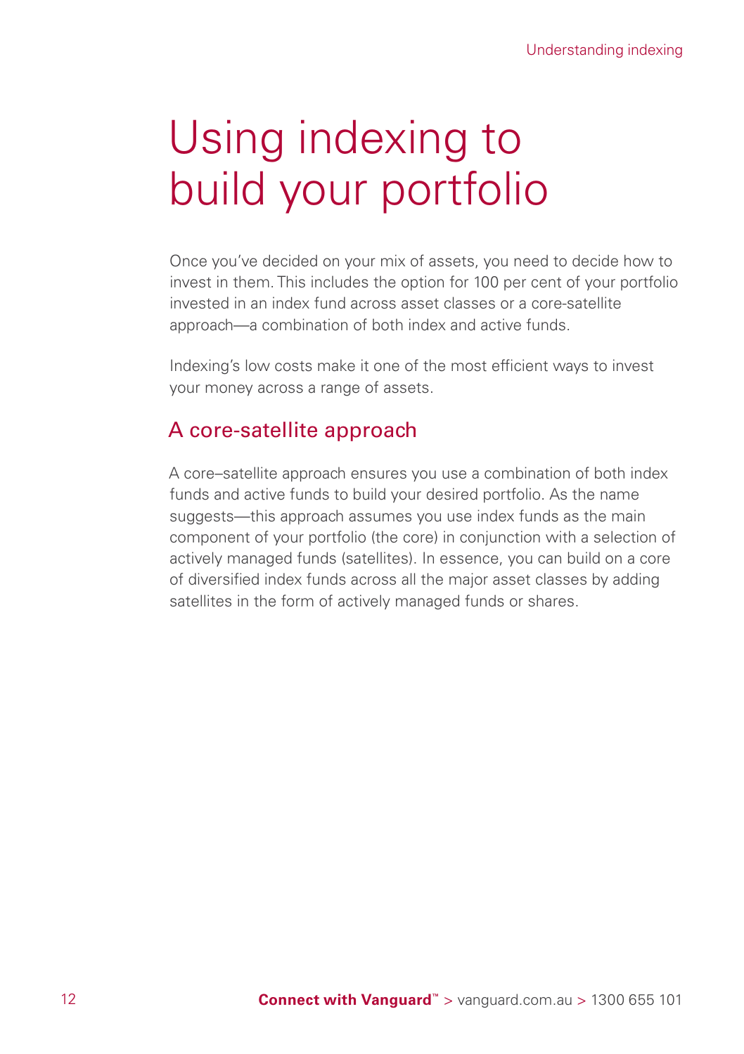# Using indexing to build your portfolio

Once you've decided on your mix of assets, you need to decide how to invest in them. This includes the option for 100 per cent of your portfolio invested in an index fund across asset classes or a core-satellite approach—a combination of both index and active funds.

Indexing's low costs make it one of the most efficient ways to invest your money across a range of assets.

## A core-satellite approach

A core–satellite approach ensures you use a combination of both index funds and active funds to build your desired portfolio. As the name suggests—this approach assumes you use index funds as the main component of your portfolio (the core) in conjunction with a selection of actively managed funds (satellites). In essence, you can build on a core of diversified index funds across all the major asset classes by adding satellites in the form of actively managed funds or shares.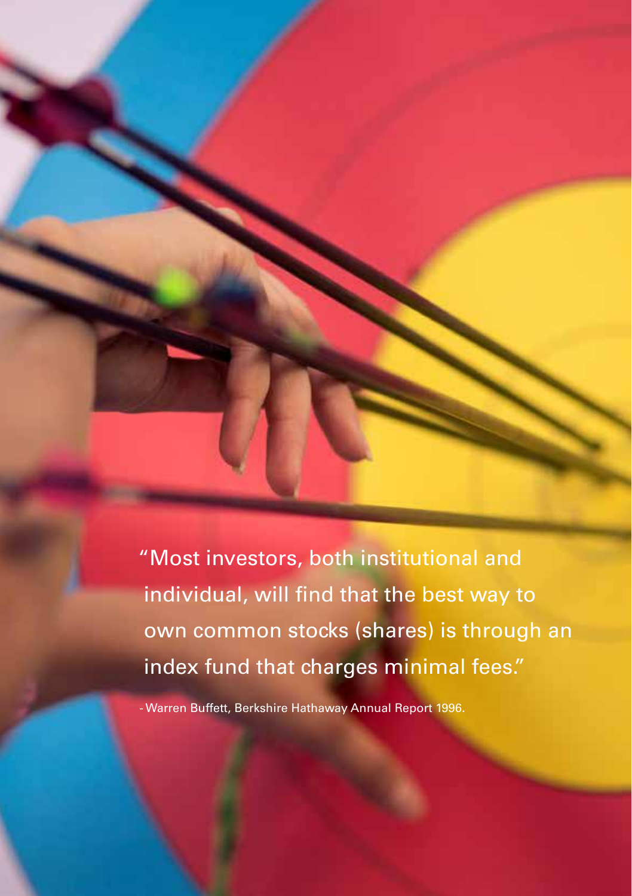"Most investors, both institutional and individual, will find that the best way to own common stocks (shares) is through an index fund that charges minimal fees."

- Warren Buffett, Berkshire Hathaway Annual Report 1996.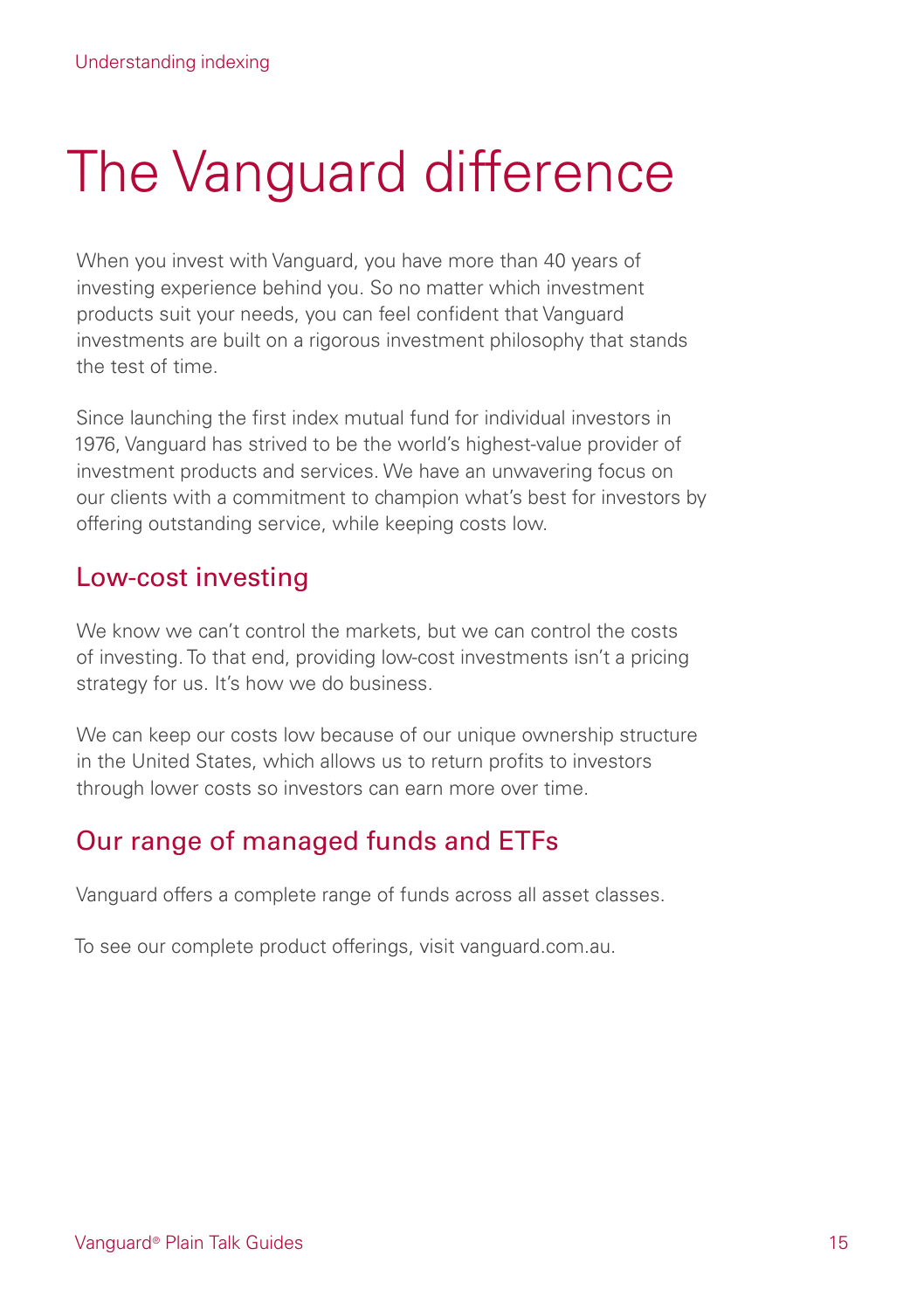# The Vanguard difference

When you invest with Vanguard, you have more than 40 years of investing experience behind you. So no matter which investment products suit your needs, you can feel confident that Vanguard investments are built on a rigorous investment philosophy that stands the test of time.

Since launching the first index mutual fund for individual investors in 1976, Vanguard has strived to be the world's highest-value provider of investment products and services. We have an unwavering focus on our clients with a commitment to champion what's best for investors by offering outstanding service, while keeping costs low.

## Low-cost investing

We know we can't control the markets, but we can control the costs of investing. To that end, providing low-cost investments isn't a pricing strategy for us. It's how we do business.

We can keep our costs low because of our unique ownership structure in the United States, which allows us to return profits to investors through lower costs so investors can earn more over time.

## Our range of managed funds and ETFs

Vanguard offers a complete range of funds across all asset classes.

To see our complete product offerings, visit vanguard.com.au.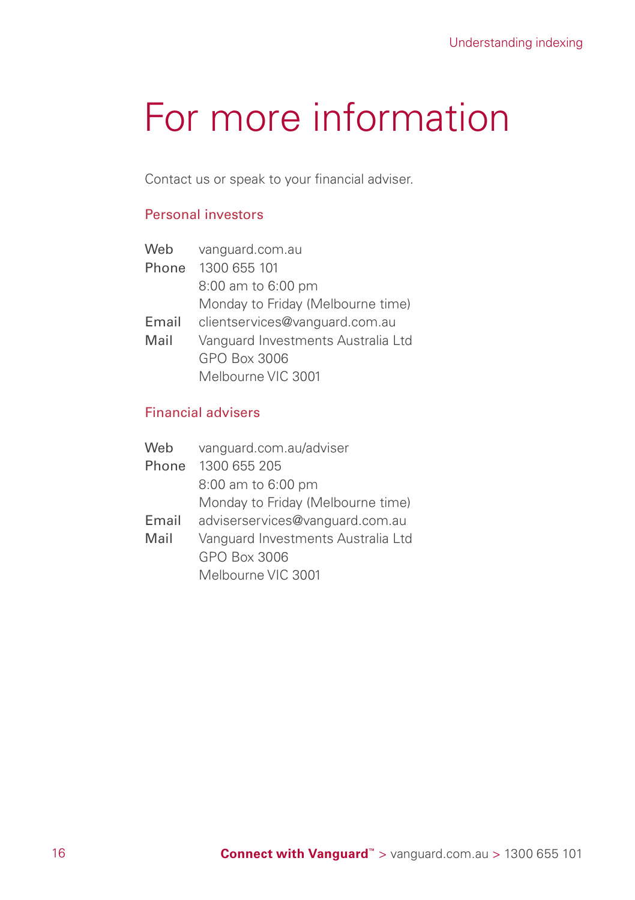# For more information

Contact us or speak to your financial adviser.

## Personal investors

| | |
|---|---|
| Web | vanguard.com.au |
| Phone | 1300 655 101<br>8:00 am to 6:00 pm<br>Monday to Friday (Melbourne time) |
| Email | clientservices@vanguard.com.au |
| Mail | Vanguard Investments Australia Ltd<br>GPO Box 3006<br>Melbourne VIC 3001 |

## Financial advisers

| | |
|---|---|
| Web | vanguard.com.au/adviser |
| Phone | 1300 655 205<br>8:00 am to 6:00 pm<br>Monday to Friday (Melbourne time) |
| Email | adviserservices@vanguard.com.au |
| Mail | Vanguard Investments Australia Ltd<br>GPO Box 3006<br>Melbourne VIC 3001 |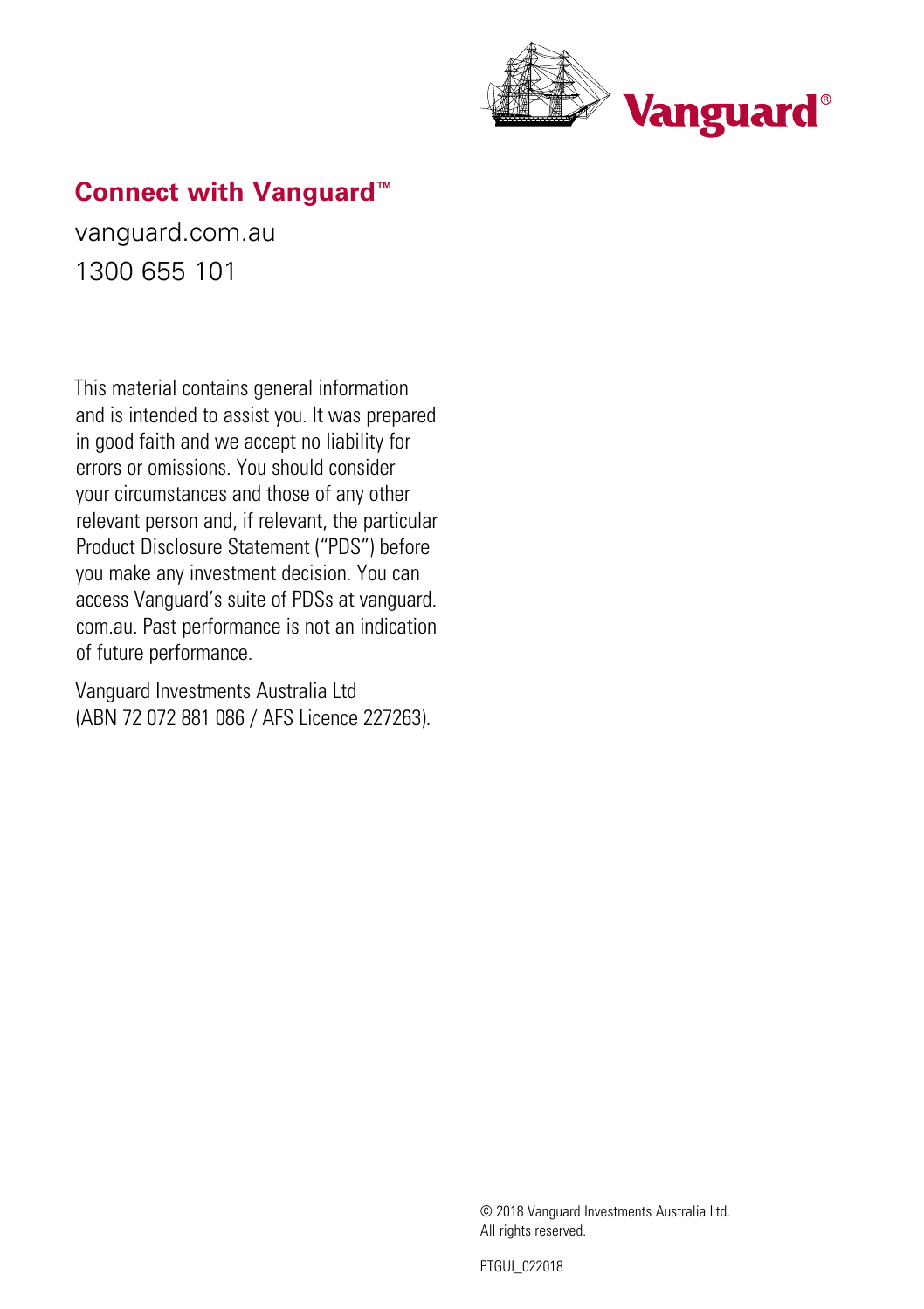Vanguard®

## Connect with Vanguard™

vanguard.com.au
1300 655 101

This material contains general information and is intended to assist you. It was prepared in good faith and we accept no liability for errors or omissions. You should consider your circumstances and those of any other relevant person and, if relevant, the particular Product Disclosure Statement ("PDS") before you make any investment decision. You can access Vanguard's suite of PDSs at vanguard.com.au. Past performance is not an indication of future performance.

Vanguard Investments Australia Ltd
(ABN 72 072 881 086 / AFS Licence 227263).

© 2018 Vanguard Investments Australia Ltd.
All rights reserved.

PTGUI_022018